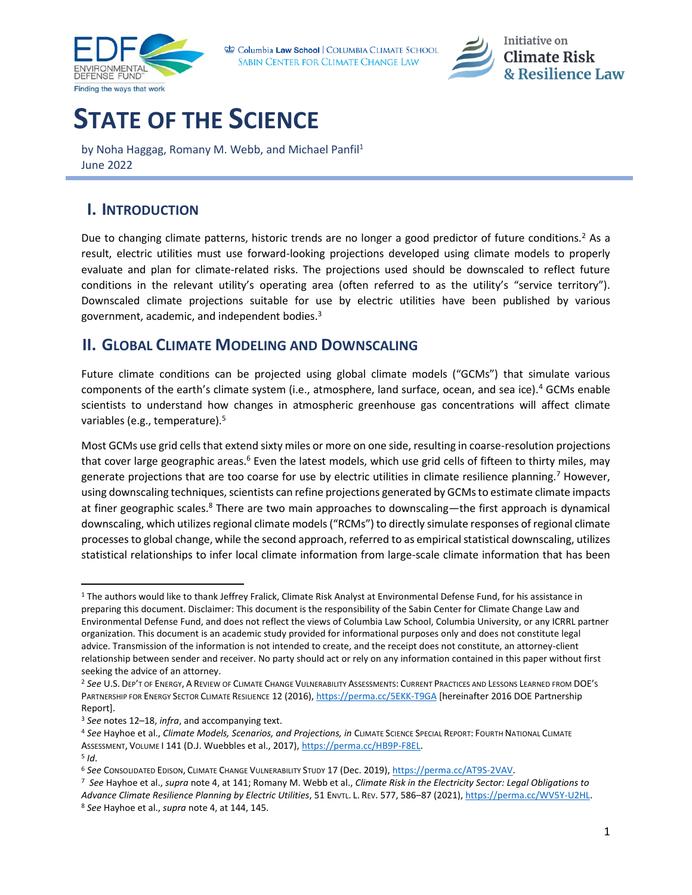# STATE OF THE SCIENCE

by Noha Haggag, Romany M. Webb, and Michael Panfil[1]
June 2022

## I. INTRODUCTION

Due to changing climate patterns, historic trends are no longer a good predictor of future conditions.[2] As a result, electric utilities must use forward-looking projections developed using climate models to properly evaluate and plan for climate-related risks. The projections used should be downscaled to reflect future conditions in the relevant utility's operating area (often referred to as the utility's "service territory"). Downscaled climate projections suitable for use by electric utilities have been published by various government, academic, and independent bodies.[3]

## II. GLOBAL CLIMATE MODELING AND DOWNSCALING

Future climate conditions can be projected using global climate models ("GCMs") that simulate various components of the earth's climate system (i.e., atmosphere, land surface, ocean, and sea ice).[4] GCMs enable scientists to understand how changes in atmospheric greenhouse gas concentrations will affect climate variables (e.g., temperature).[5]

Most GCMs use grid cells that extend sixty miles or more on one side, resulting in coarse-resolution projections that cover large geographic areas.[6] Even the latest models, which use grid cells of fifteen to thirty miles, may generate projections that are too coarse for use by electric utilities in climate resilience planning.[7] However, using downscaling techniques, scientists can refine projections generated by GCMs to estimate climate impacts at finer geographic scales.[8] There are two main approaches to downscaling—the first approach is dynamical downscaling, which utilizes regional climate models ("RCMs") to directly simulate responses of regional climate processes to global change, while the second approach, referred to as empirical statistical downscaling, utilizes statistical relationships to infer local climate information from large-scale climate information that has been

---

[1] The authors would like to thank Jeffrey Fralick, Climate Risk Analyst at Environmental Defense Fund, for his assistance in preparing this document. Disclaimer: This document is the responsibility of the Sabin Center for Climate Change Law and Environmental Defense Fund, and does not reflect the views of Columbia Law School, Columbia University, or any ICRRL partner organization. This document is an academic study provided for informational purposes only and does not constitute legal advice. Transmission of the information is not intended to create, and the receipt does not constitute, an attorney-client relationship between sender and receiver. No party should act or rely on any information contained in this paper without first seeking the advice of an attorney.

[2] *See* U.S. DEP'T OF ENERGY, A REVIEW OF CLIMATE CHANGE VULNERABILITY ASSESSMENTS: CURRENT PRACTICES AND LESSONS LEARNED FROM DOE'S PARTNERSHIP FOR ENERGY SECTOR CLIMATE RESILIENCE 12 (2016), https://perma.cc/5EKK-T9GA [hereinafter 2016 DOE Partnership Report].

[3] *See* notes 12–18, *infra*, and accompanying text.

[4] *See* Hayhoe et al., *Climate Models, Scenarios, and Projections, in* CLIMATE SCIENCE SPECIAL REPORT: FOURTH NATIONAL CLIMATE ASSESSMENT, VOLUME I 141 (D.J. Wuebbles et al., 2017), https://perma.cc/HB9P-F8EL.

[5] *Id*.

[6] *See* CONSOLIDATED EDISON, CLIMATE CHANGE VULNERABILITY STUDY 17 (Dec. 2019), https://perma.cc/AT9S-2VAV.

[7] *See* Hayhoe et al., *supra* note 4, at 141; Romany M. Webb et al., *Climate Risk in the Electricity Sector: Legal Obligations to Advance Climate Resilience Planning by Electric Utilities*, 51 ENVTL. L. REV. 577, 586–87 (2021), https://perma.cc/WV5Y-U2HL.

[8] *See* Hayhoe et al., *supra* note 4, at 144, 145.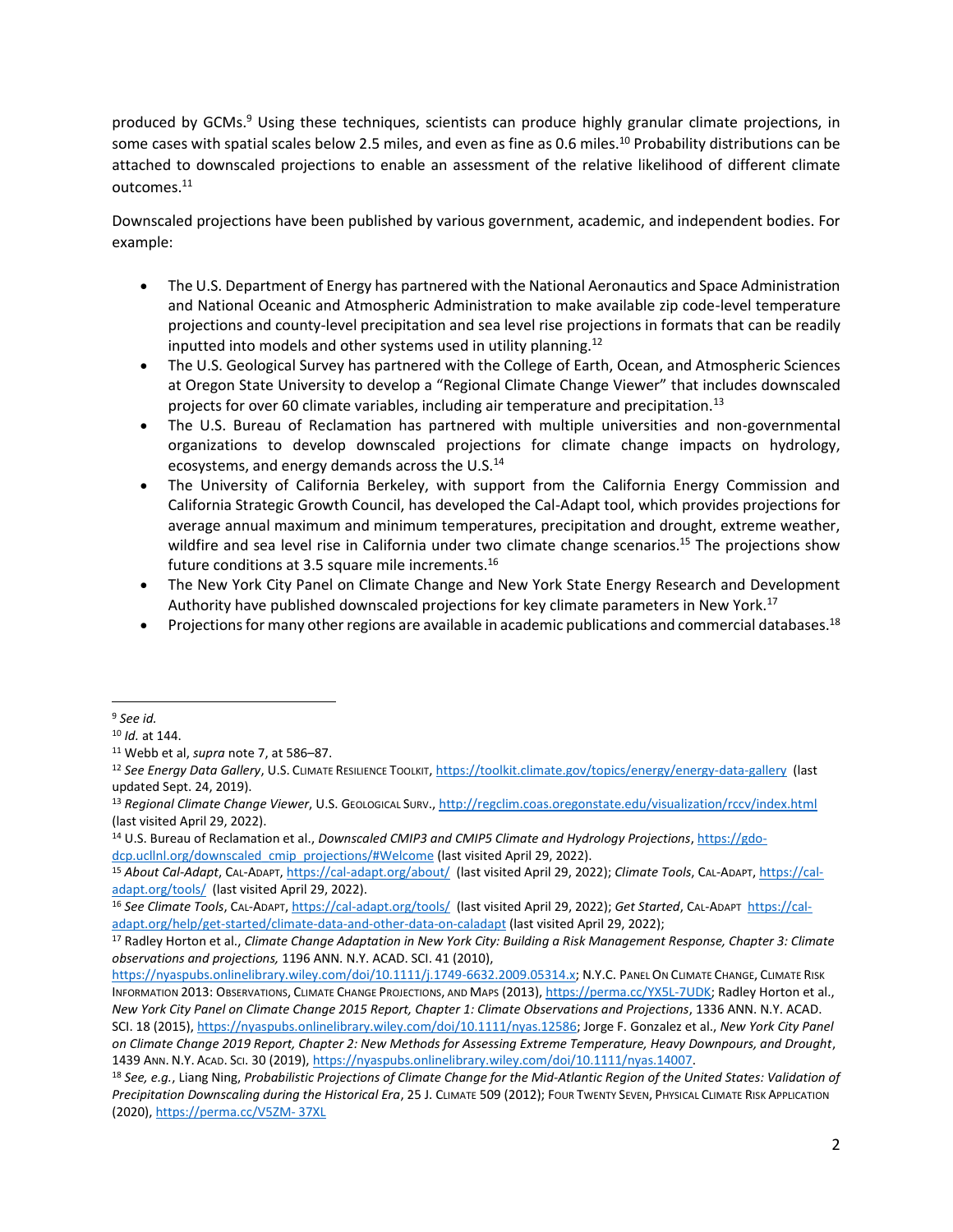produced by GCMs.[9] Using these techniques, scientists can produce highly granular climate projections, in some cases with spatial scales below 2.5 miles, and even as fine as 0.6 miles.[10] Probability distributions can be attached to downscaled projections to enable an assessment of the relative likelihood of different climate outcomes.[11]

Downscaled projections have been published by various government, academic, and independent bodies. For example:

- The U.S. Department of Energy has partnered with the National Aeronautics and Space Administration and National Oceanic and Atmospheric Administration to make available zip code-level temperature projections and county-level precipitation and sea level rise projections in formats that can be readily inputted into models and other systems used in utility planning.[12]
- The U.S. Geological Survey has partnered with the College of Earth, Ocean, and Atmospheric Sciences at Oregon State University to develop a "Regional Climate Change Viewer" that includes downscaled projects for over 60 climate variables, including air temperature and precipitation.[13]
- The U.S. Bureau of Reclamation has partnered with multiple universities and non-governmental organizations to develop downscaled projections for climate change impacts on hydrology, ecosystems, and energy demands across the U.S.[14]
- The University of California Berkeley, with support from the California Energy Commission and California Strategic Growth Council, has developed the Cal-Adapt tool, which provides projections for average annual maximum and minimum temperatures, precipitation and drought, extreme weather, wildfire and sea level rise in California under two climate change scenarios.[15] The projections show future conditions at 3.5 square mile increments.[16]
- The New York City Panel on Climate Change and New York State Energy Research and Development Authority have published downscaled projections for key climate parameters in New York.[17]
- Projections for many other regions are available in academic publications and commercial databases.[18]

---

[9] *See id.*

[10] *Id.* at 144.

[11] Webb et al, *supra* note 7, at 586–87.

[12] *See Energy Data Gallery*, U.S. CLIMATE RESILIENCE TOOLKIT, https://toolkit.climate.gov/topics/energy/energy-data-gallery (last updated Sept. 24, 2019).

[13] *Regional Climate Change Viewer*, U.S. GEOLOGICAL SURV., http://regclim.coas.oregonstate.edu/visualization/rccv/index.html (last visited April 29, 2022).

[14] U.S. Bureau of Reclamation et al., *Downscaled CMIP3 and CMIP5 Climate and Hydrology Projections*, https://gdo-dcp.ucllnl.org/downscaled_cmip_projections/#Welcome (last visited April 29, 2022).

[15] *About Cal-Adapt*, CAL-ADAPT, https://cal-adapt.org/about/ (last visited April 29, 2022); *Climate Tools*, CAL-ADAPT, https://cal-adapt.org/tools/ (last visited April 29, 2022).

[16] *See Climate Tools*, CAL-ADAPT, https://cal-adapt.org/tools/ (last visited April 29, 2022); *Get Started*, CAL-ADAPT https://cal-adapt.org/help/get-started/climate-data-and-other-data-on-caladapt (last visited April 29, 2022);

[17] Radley Horton et al., *Climate Change Adaptation in New York City: Building a Risk Management Response, Chapter 3: Climate observations and projections,* 1196 ANN. N.Y. ACAD. SCI. 41 (2010), https://nyaspubs.onlinelibrary.wiley.com/doi/10.1111/j.1749-6632.2009.05314.x; N.Y.C. PANEL ON CLIMATE CHANGE, CLIMATE RISK INFORMATION 2013: OBSERVATIONS, CLIMATE CHANGE PROJECTIONS, AND MAPS (2013), https://perma.cc/YX5L-7UDK; Radley Horton et al., *New York City Panel on Climate Change 2015 Report, Chapter 1: Climate Observations and Projections*, 1336 ANN. N.Y. ACAD. SCI. 18 (2015), https://nyaspubs.onlinelibrary.wiley.com/doi/10.1111/nyas.12586; Jorge F. Gonzalez et al., *New York City Panel on Climate Change 2019 Report, Chapter 2: New Methods for Assessing Extreme Temperature, Heavy Downpours, and Drought*, 1439 ANN. N.Y. ACAD. SCI. 30 (2019), https://nyaspubs.onlinelibrary.wiley.com/doi/10.1111/nyas.14007.

[18] *See, e.g.*, Liang Ning, *Probabilistic Projections of Climate Change for the Mid-Atlantic Region of the United States: Validation of Precipitation Downscaling during the Historical Era*, 25 J. CLIMATE 509 (2012); FOUR TWENTY SEVEN, PHYSICAL CLIMATE RISK APPLICATION (2020), https://perma.cc/V5ZM-37XL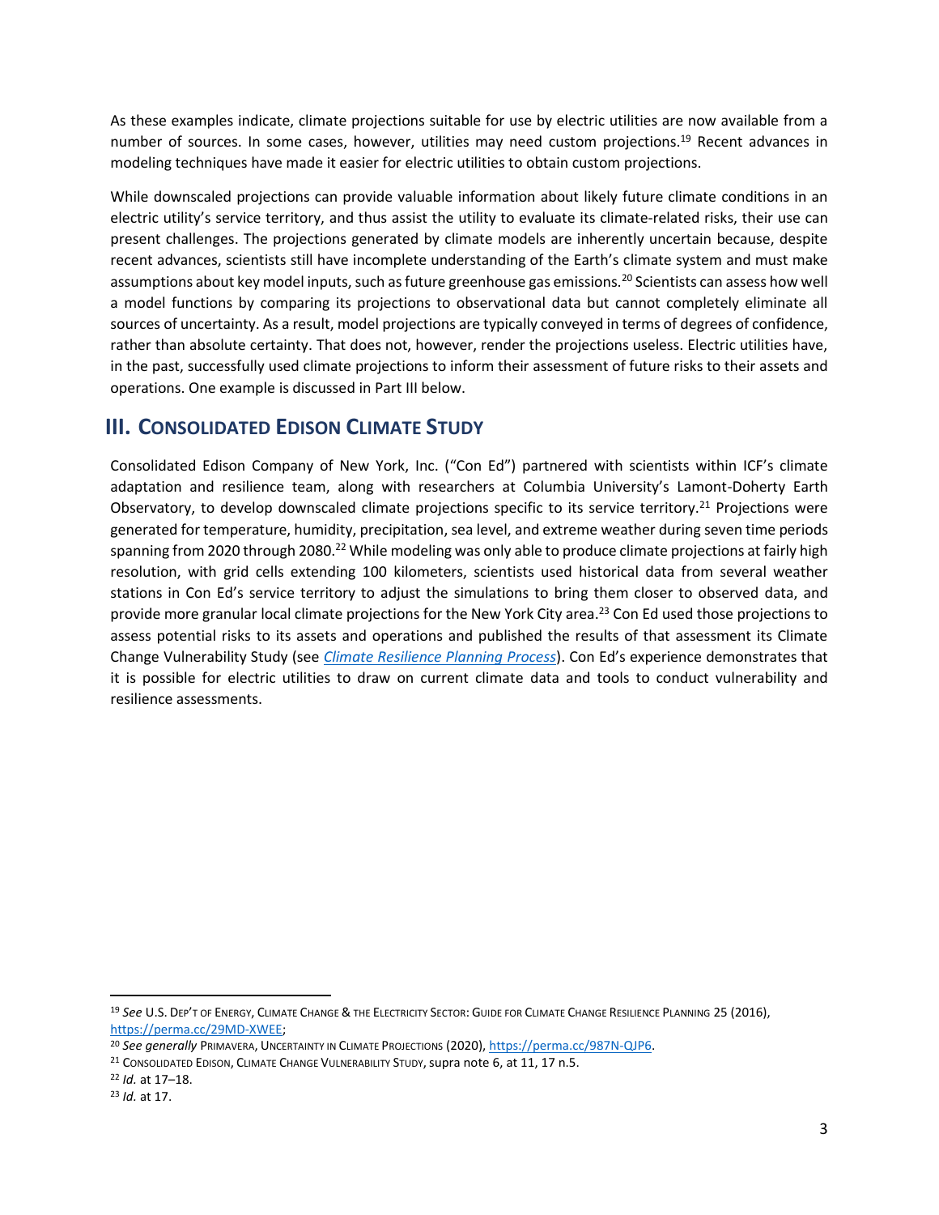As these examples indicate, climate projections suitable for use by electric utilities are now available from a number of sources. In some cases, however, utilities may need custom projections.[19] Recent advances in modeling techniques have made it easier for electric utilities to obtain custom projections.

While downscaled projections can provide valuable information about likely future climate conditions in an electric utility's service territory, and thus assist the utility to evaluate its climate-related risks, their use can present challenges. The projections generated by climate models are inherently uncertain because, despite recent advances, scientists still have incomplete understanding of the Earth's climate system and must make assumptions about key model inputs, such as future greenhouse gas emissions.[20] Scientists can assess how well a model functions by comparing its projections to observational data but cannot completely eliminate all sources of uncertainty. As a result, model projections are typically conveyed in terms of degrees of confidence, rather than absolute certainty. That does not, however, render the projections useless. Electric utilities have, in the past, successfully used climate projections to inform their assessment of future risks to their assets and operations. One example is discussed in Part III below.

## III. CONSOLIDATED EDISON CLIMATE STUDY

Consolidated Edison Company of New York, Inc. ("Con Ed") partnered with scientists within ICF's climate adaptation and resilience team, along with researchers at Columbia University's Lamont-Doherty Earth Observatory, to develop downscaled climate projections specific to its service territory.[21] Projections were generated for temperature, humidity, precipitation, sea level, and extreme weather during seven time periods spanning from 2020 through 2080.[22] While modeling was only able to produce climate projections at fairly high resolution, with grid cells extending 100 kilometers, scientists used historical data from several weather stations in Con Ed's service territory to adjust the simulations to bring them closer to observed data, and provide more granular local climate projections for the New York City area.[23] Con Ed used those projections to assess potential risks to its assets and operations and published the results of that assessment its Climate Change Vulnerability Study (see *Climate Resilience Planning Process*). Con Ed's experience demonstrates that it is possible for electric utilities to draw on current climate data and tools to conduct vulnerability and resilience assessments.

---

[19] *See* U.S. DEP'T OF ENERGY, CLIMATE CHANGE & THE ELECTRICITY SECTOR: GUIDE FOR CLIMATE CHANGE RESILIENCE PLANNING 25 (2016), https://perma.cc/29MD-XWEE;

[20] *See generally* PRIMAVERA, UNCERTAINTY IN CLIMATE PROJECTIONS (2020), https://perma.cc/987N-QJP6.

[21] CONSOLIDATED EDISON, CLIMATE CHANGE VULNERABILITY STUDY, supra note 6, at 11, 17 n.5.

[22] *Id.* at 17–18.

[23] *Id.* at 17.